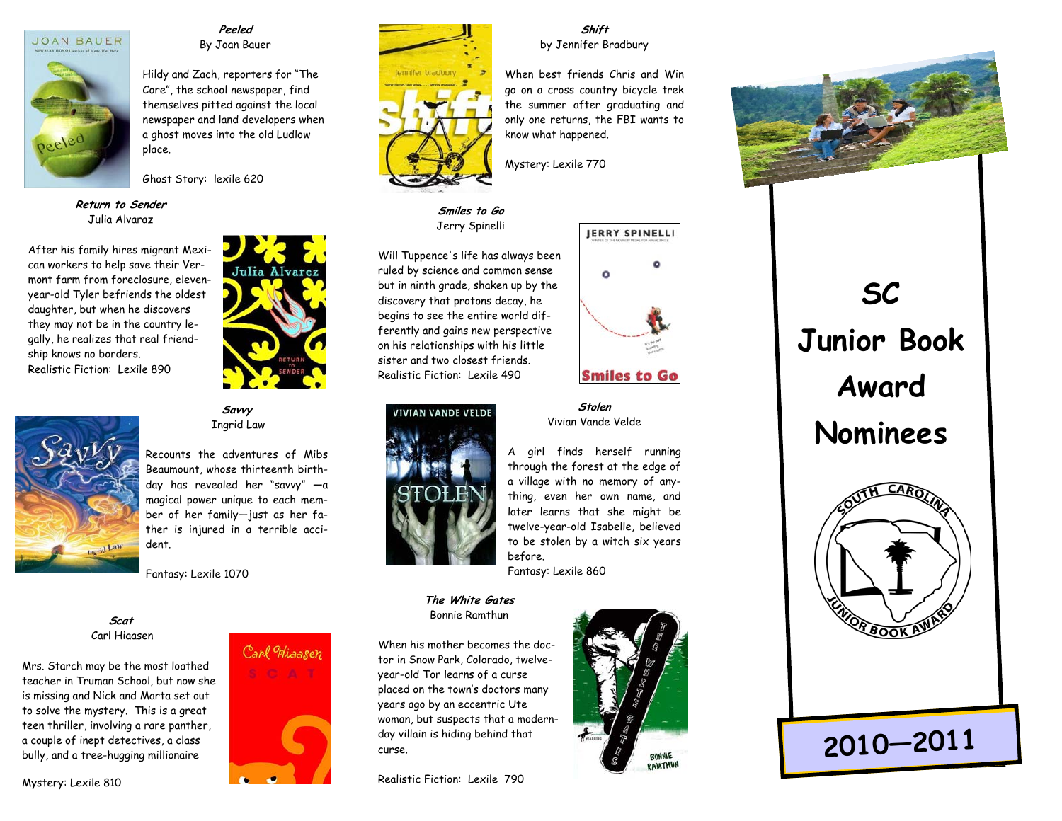### *Peeled*
By Joan Bauer

Hildy and Zach, reporters for "The Core", the school newspaper, find themselves pitted against the local newspaper and land developers when a ghost moves into the old Ludlow place.

Ghost Story: lexile 620

### *Return to Sender*
Julia Alvaraz

After his family hires migrant Mexican workers to help save their Vermont farm from foreclosure, eleven-year-old Tyler befriends the oldest daughter, but when he discovers they may not be in the country legally, he realizes that real friendship knows no borders.

Realistic Fiction: Lexile 890

### *Savvy*
Ingrid Law

Recounts the adventures of Mibs Beaumount, whose thirteenth birthday has revealed her "savvy" —a magical power unique to each member of her family—just as her father is injured in a terrible accident.

Fantasy: Lexile 1070

### *Scat*
Carl Hiaasen

Mrs. Starch may be the most loathed teacher in Truman School, but now she is missing and Nick and Marta set out to solve the mystery. This is a great teen thriller, involving a rare panther, a couple of inept detectives, a class bully, and a tree-hugging millionaire

Mystery: Lexile 810

### *Shift*
by Jennifer Bradbury

When best friends Chris and Win go on a cross country bicycle trek the summer after graduating and only one returns, the FBI wants to know what happened.

Mystery: Lexile 770

### *Smiles to Go*
Jerry Spinelli

Will Tuppence's life has always been ruled by science and common sense but in ninth grade, shaken up by the discovery that protons decay, he begins to see the entire world differently and gains new perspective on his relationships with his little sister and two closest friends.

Realistic Fiction: Lexile 490

### *Stolen*
Vivian Vande Velde

A girl finds herself running through the forest at the edge of a village with no memory of anything, even her own name, and later learns that she might be twelve-year-old Isabelle, believed to be stolen by a witch six years before.

Fantasy: Lexile 860

### *The White Gates*
Bonnie Ramthun

When his mother becomes the doctor in Snow Park, Colorado, twelve-year-old Tor learns of a curse placed on the town's doctors many years ago by an eccentric Ute woman, but suspects that a modern-day villain is hiding behind that curse.

Realistic Fiction: Lexile 790

# SC Junior Book Award Nominees

South Carolina Junior Book Award

## 2010—2011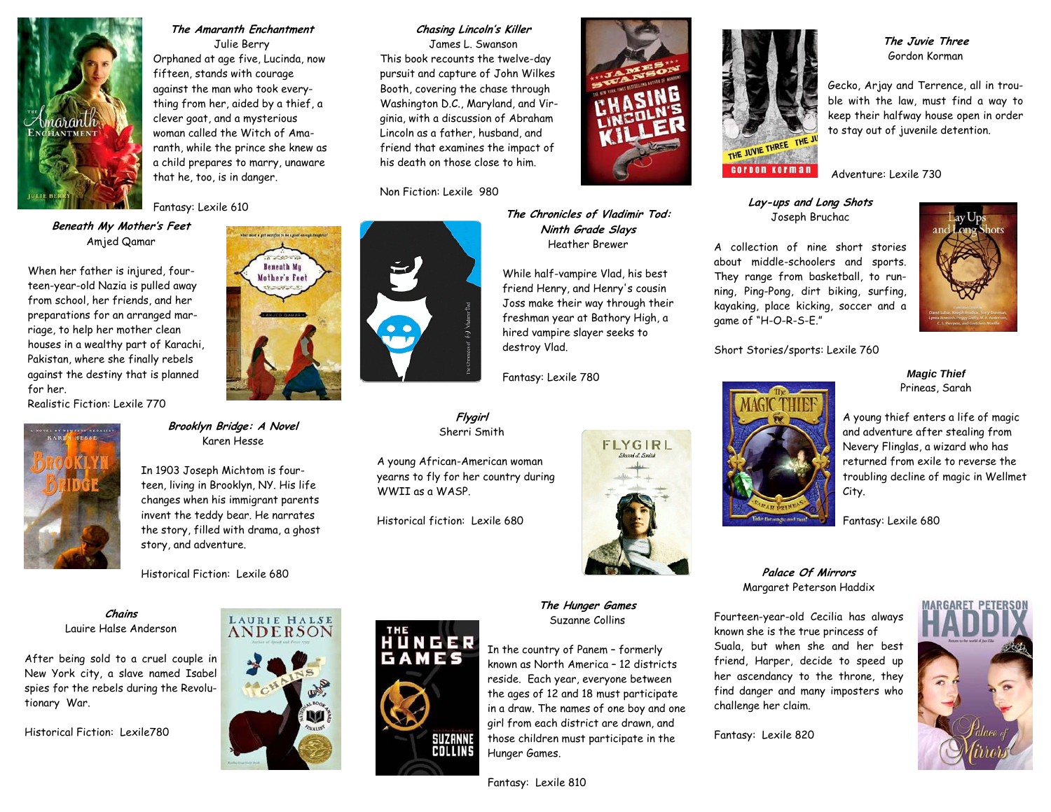### *The Amaranth Enchantment*

Julie Berry

Orphaned at age five, Lucinda, now fifteen, stands with courage against the man who took everything from her, aided by a thief, a clever goat, and a mysterious woman called the Witch of Amaranth, while the prince she knew as a child prepares to marry, unaware that he, too, is in danger.

Fantasy: Lexile 610

### *Beneath My Mother's Feet*

Amjed Qamar

When her father is injured, fourteen-year-old Nazia is pulled away from school, her friends, and her preparations for an arranged marriage, to help her mother clean houses in a wealthy part of Karachi, Pakistan, where she finally rebels against the destiny that is planned for her.

Realistic Fiction: Lexile 770

### *Brooklyn Bridge: A Novel*

Karen Hesse

In 1903 Joseph Michtom is fourteen, living in Brooklyn, NY. His life changes when his immigrant parents invent the teddy bear. He narrates the story, filled with drama, a ghost story, and adventure.

Historical Fiction: Lexile 680

### *Chains*

Lauire Halse Anderson

After being sold to a cruel couple in New York city, a slave named Isabel spies for the rebels during the Revolutionary War.

Historical Fiction: Lexile780

### *Chasing Lincoln's Killer*

James L. Swanson

This book recounts the twelve-day pursuit and capture of John Wilkes Booth, covering the chase through Washington D.C., Maryland, and Virginia, with a discussion of Abraham Lincoln as a father, husband, and friend that examines the impact of his death on those close to him.

Non Fiction: Lexile 980

### *The Chronicles of Vladimir Tod: Ninth Grade Slays*

Heather Brewer

While half-vampire Vlad, his best friend Henry, and Henry's cousin Joss make their way through their freshman year at Bathory High, a hired vampire slayer seeks to destroy Vlad.

Fantasy: Lexile 780

### *Flygirl*

Sherri Smith

A young African-American woman yearns to fly for her country during WWII as a WASP.

Historical fiction: Lexile 680

### *The Hunger Games*

Suzanne Collins

In the country of Panem – formerly known as North America – 12 districts reside. Each year, everyone between the ages of 12 and 18 must participate in a draw. The names of one boy and one girl from each district are drawn, and those children must participate in the Hunger Games.

Fantasy: Lexile 810

### *The Juvie Three*

Gordon Korman

Gecko, Arjay and Terrence, all in trouble with the law, must find a way to keep their halfway house open in order to stay out of juvenile detention.

Adventure: Lexile 730

### *Lay-ups and Long Shots*

Joseph Bruchac

A collection of nine short stories about middle-schoolers and sports. They range from basketball, to running, Ping-Pong, dirt biking, surfing, kayaking, place kicking, soccer and a game of "H-O-R-S-E."

Short Stories/sports: Lexile 760

### *Magic Thief*

Prineas, Sarah

A young thief enters a life of magic and adventure after stealing from Nevery Flinglas, a wizard who has returned from exile to reverse the troubling decline of magic in Wellmet City.

Fantasy: Lexile 680

### *Palace Of Mirrors*

Margaret Peterson Haddix

Fourteen-year-old Cecilia has always known she is the true princess of Suala, but when she and her best friend, Harper, decide to speed up her ascendancy to the throne, they find danger and many imposters who challenge her claim.

Fantasy: Lexile 820